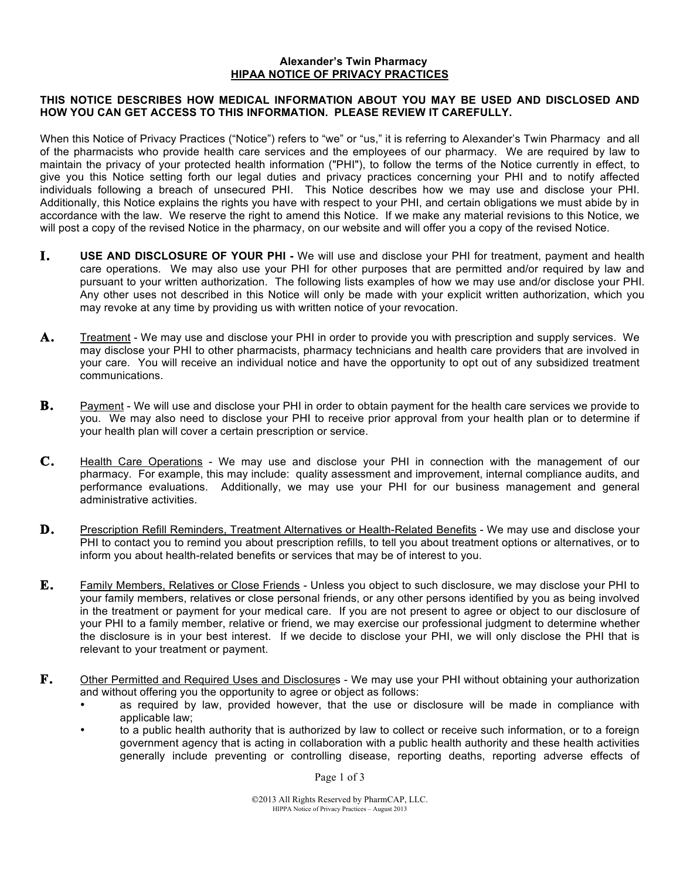# Alexander's Twin Pharmacy
## HIPAA NOTICE OF PRIVACY PRACTICES

**THIS NOTICE DESCRIBES HOW MEDICAL INFORMATION ABOUT YOU MAY BE USED AND DISCLOSED AND HOW YOU CAN GET ACCESS TO THIS INFORMATION. PLEASE REVIEW IT CAREFULLY.**

When this Notice of Privacy Practices ("Notice") refers to "we" or "us," it is referring to Alexander's Twin Pharmacy and all of the pharmacists who provide health care services and the employees of our pharmacy. We are required by law to maintain the privacy of your protected health information ("PHI"), to follow the terms of the Notice currently in effect, to give you this Notice setting forth our legal duties and privacy practices concerning your PHI and to notify affected individuals following a breach of unsecured PHI. This Notice describes how we may use and disclose your PHI. Additionally, this Notice explains the rights you have with respect to your PHI, and certain obligations we must abide by in accordance with the law. We reserve the right to amend this Notice. If we make any material revisions to this Notice, we will post a copy of the revised Notice in the pharmacy, on our website and will offer you a copy of the revised Notice.

**I.** **USE AND DISCLOSURE OF YOUR PHI -** We will use and disclose your PHI for treatment, payment and health care operations. We may also use your PHI for other purposes that are permitted and/or required by law and pursuant to your written authorization. The following lists examples of how we may use and/or disclose your PHI. Any other uses not described in this Notice will only be made with your explicit written authorization, which you may revoke at any time by providing us with written notice of your revocation.

**A.** Treatment - We may use and disclose your PHI in order to provide you with prescription and supply services. We may disclose your PHI to other pharmacists, pharmacy technicians and health care providers that are involved in your care. You will receive an individual notice and have the opportunity to opt out of any subsidized treatment communications.

**B.** Payment - We will use and disclose your PHI in order to obtain payment for the health care services we provide to you. We may also need to disclose your PHI to receive prior approval from your health plan or to determine if your health plan will cover a certain prescription or service.

**C.** Health Care Operations - We may use and disclose your PHI in connection with the management of our pharmacy. For example, this may include: quality assessment and improvement, internal compliance audits, and performance evaluations. Additionally, we may use your PHI for our business management and general administrative activities.

**D.** Prescription Refill Reminders, Treatment Alternatives or Health-Related Benefits - We may use and disclose your PHI to contact you to remind you about prescription refills, to tell you about treatment options or alternatives, or to inform you about health-related benefits or services that may be of interest to you.

**E.** Family Members, Relatives or Close Friends - Unless you object to such disclosure, we may disclose your PHI to your family members, relatives or close personal friends, or any other persons identified by you as being involved in the treatment or payment for your medical care. If you are not present to agree or object to our disclosure of your PHI to a family member, relative or friend, we may exercise our professional judgment to determine whether the disclosure is in your best interest. If we decide to disclose your PHI, we will only disclose the PHI that is relevant to your treatment or payment.

**F.** Other Permitted and Required Uses and Disclosures - We may use your PHI without obtaining your authorization and without offering you the opportunity to agree or object as follows:

- as required by law, provided however, that the use or disclosure will be made in compliance with applicable law;
- to a public health authority that is authorized by law to collect or receive such information, or to a foreign government agency that is acting in collaboration with a public health authority and these health activities generally include preventing or controlling disease, reporting deaths, reporting adverse effects of

©2013 All Rights Reserved by PharmCAP, LLC.
HIPPA Notice of Privacy Practices – August 2013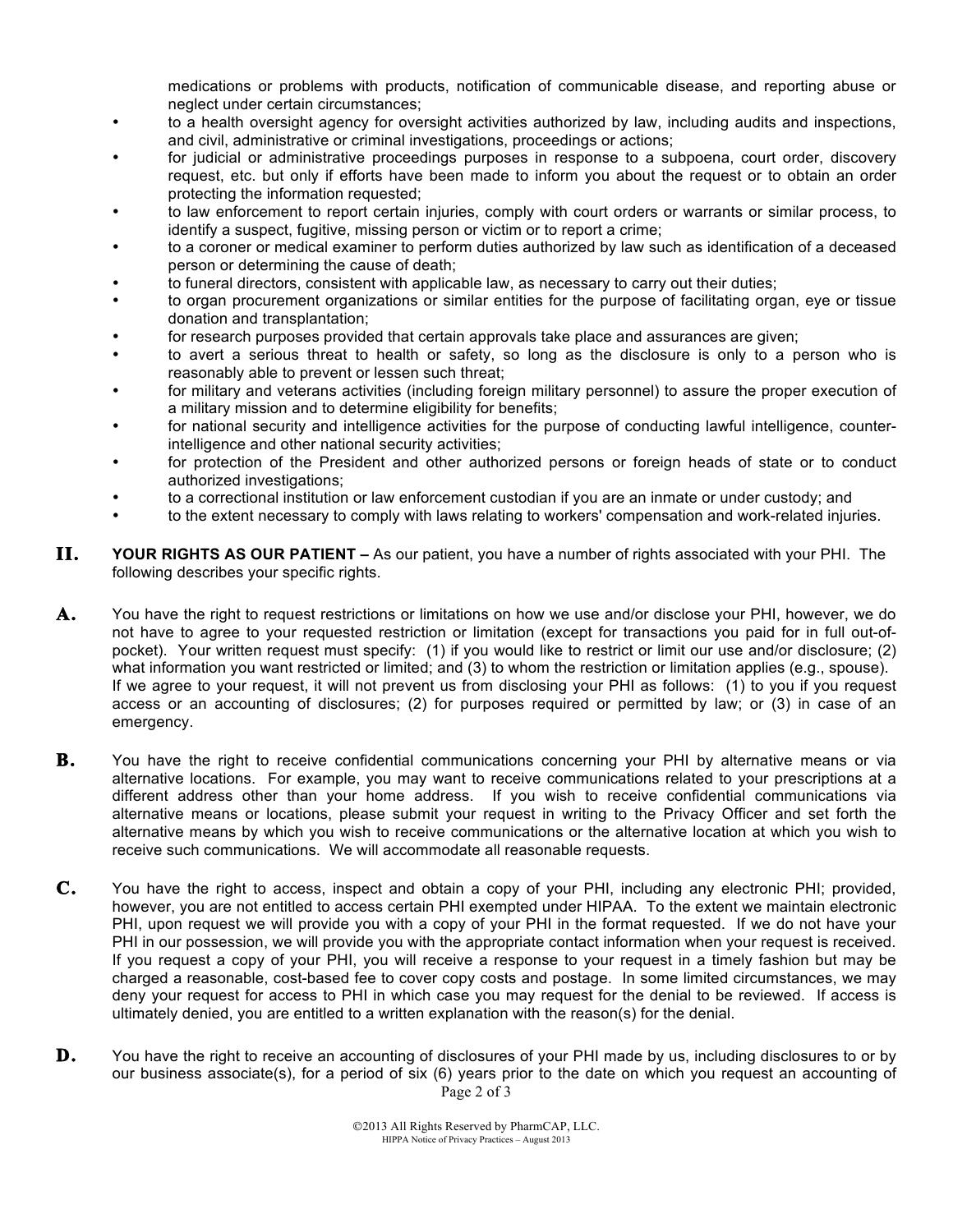medications or problems with products, notification of communicable disease, and reporting abuse or neglect under certain circumstances;

- to a health oversight agency for oversight activities authorized by law, including audits and inspections, and civil, administrative or criminal investigations, proceedings or actions;
- for judicial or administrative proceedings purposes in response to a subpoena, court order, discovery request, etc. but only if efforts have been made to inform you about the request or to obtain an order protecting the information requested;
- to law enforcement to report certain injuries, comply with court orders or warrants or similar process, to identify a suspect, fugitive, missing person or victim or to report a crime;
- to a coroner or medical examiner to perform duties authorized by law such as identification of a deceased person or determining the cause of death;
- to funeral directors, consistent with applicable law, as necessary to carry out their duties;
- to organ procurement organizations or similar entities for the purpose of facilitating organ, eye or tissue donation and transplantation;
- for research purposes provided that certain approvals take place and assurances are given;
- to avert a serious threat to health or safety, so long as the disclosure is only to a person who is reasonably able to prevent or lessen such threat;
- for military and veterans activities (including foreign military personnel) to assure the proper execution of a military mission and to determine eligibility for benefits;
- for national security and intelligence activities for the purpose of conducting lawful intelligence, counter-intelligence and other national security activities;
- for protection of the President and other authorized persons or foreign heads of state or to conduct authorized investigations;
- to a correctional institution or law enforcement custodian if you are an inmate or under custody; and
- to the extent necessary to comply with laws relating to workers' compensation and work-related injuries.

## II. YOUR RIGHTS AS OUR PATIENT

**YOUR RIGHTS AS OUR PATIENT –** As our patient, you have a number of rights associated with your PHI. The following describes your specific rights.

**A.** You have the right to request restrictions or limitations on how we use and/or disclose your PHI, however, we do not have to agree to your requested restriction or limitation (except for transactions you paid for in full out-of-pocket). Your written request must specify: (1) if you would like to restrict or limit our use and/or disclosure; (2) what information you want restricted or limited; and (3) to whom the restriction or limitation applies (e.g., spouse). If we agree to your request, it will not prevent us from disclosing your PHI as follows: (1) to you if you request access or an accounting of disclosures; (2) for purposes required or permitted by law; or (3) in case of an emergency.

**B.** You have the right to receive confidential communications concerning your PHI by alternative means or via alternative locations. For example, you may want to receive communications related to your prescriptions at a different address other than your home address. If you wish to receive confidential communications via alternative means or locations, please submit your request in writing to the Privacy Officer and set forth the alternative means by which you wish to receive communications or the alternative location at which you wish to receive such communications. We will accommodate all reasonable requests.

**C.** You have the right to access, inspect and obtain a copy of your PHI, including any electronic PHI; provided, however, you are not entitled to access certain PHI exempted under HIPAA. To the extent we maintain electronic PHI, upon request we will provide you with a copy of your PHI in the format requested. If we do not have your PHI in our possession, we will provide you with the appropriate contact information when your request is received. If you request a copy of your PHI, you will receive a response to your request in a timely fashion but may be charged a reasonable, cost-based fee to cover copy costs and postage. In some limited circumstances, we may deny your request for access to PHI in which case you may request for the denial to be reviewed. If access is ultimately denied, you are entitled to a written explanation with the reason(s) for the denial.

**D.** You have the right to receive an accounting of disclosures of your PHI made by us, including disclosures to or by our business associate(s), for a period of six (6) years prior to the date on which you request an accounting of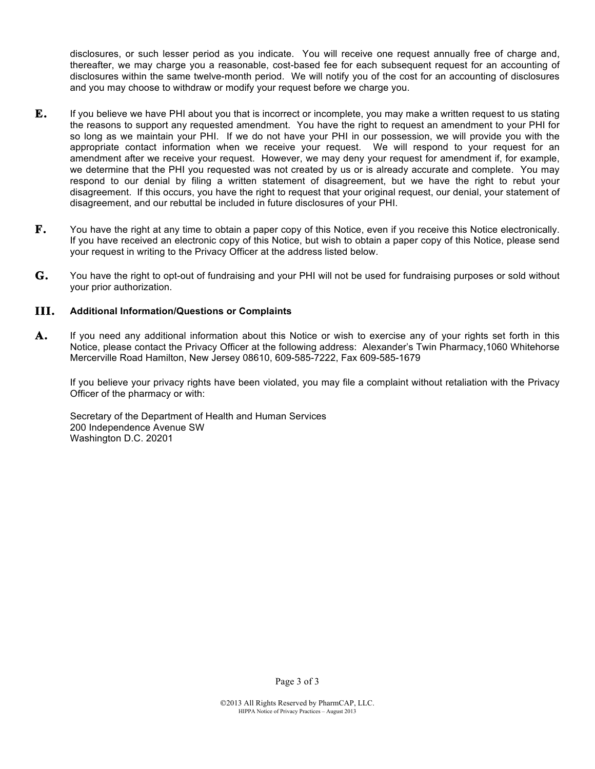disclosures, or such lesser period as you indicate. You will receive one request annually free of charge and, thereafter, we may charge you a reasonable, cost-based fee for each subsequent request for an accounting of disclosures within the same twelve-month period. We will notify you of the cost for an accounting of disclosures and you may choose to withdraw or modify your request before we charge you.

**E.** If you believe we have PHI about you that is incorrect or incomplete, you may make a written request to us stating the reasons to support any requested amendment. You have the right to request an amendment to your PHI for so long as we maintain your PHI. If we do not have your PHI in our possession, we will provide you with the appropriate contact information when we receive your request. We will respond to your request for an amendment after we receive your request. However, we may deny your request for amendment if, for example, we determine that the PHI you requested was not created by us or is already accurate and complete. You may respond to our denial by filing a written statement of disagreement, but we have the right to rebut your disagreement. If this occurs, you have the right to request that your original request, our denial, your statement of disagreement, and our rebuttal be included in future disclosures of your PHI.

**F.** You have the right at any time to obtain a paper copy of this Notice, even if you receive this Notice electronically. If you have received an electronic copy of this Notice, but wish to obtain a paper copy of this Notice, please send your request in writing to the Privacy Officer at the address listed below.

**G.** You have the right to opt-out of fundraising and your PHI will not be used for fundraising purposes or sold without your prior authorization.

## III. Additional Information/Questions or Complaints

**A.** If you need any additional information about this Notice or wish to exercise any of your rights set forth in this Notice, please contact the Privacy Officer at the following address: Alexander's Twin Pharmacy,1060 Whitehorse Mercerville Road Hamilton, New Jersey 08610, 609-585-7222, Fax 609-585-1679

If you believe your privacy rights have been violated, you may file a complaint without retaliation with the Privacy Officer of the pharmacy or with:

Secretary of the Department of Health and Human Services
200 Independence Avenue SW
Washington D.C. 20201

©2013 All Rights Reserved by PharmCAP, LLC.
HIPPA Notice of Privacy Practices – August 2013